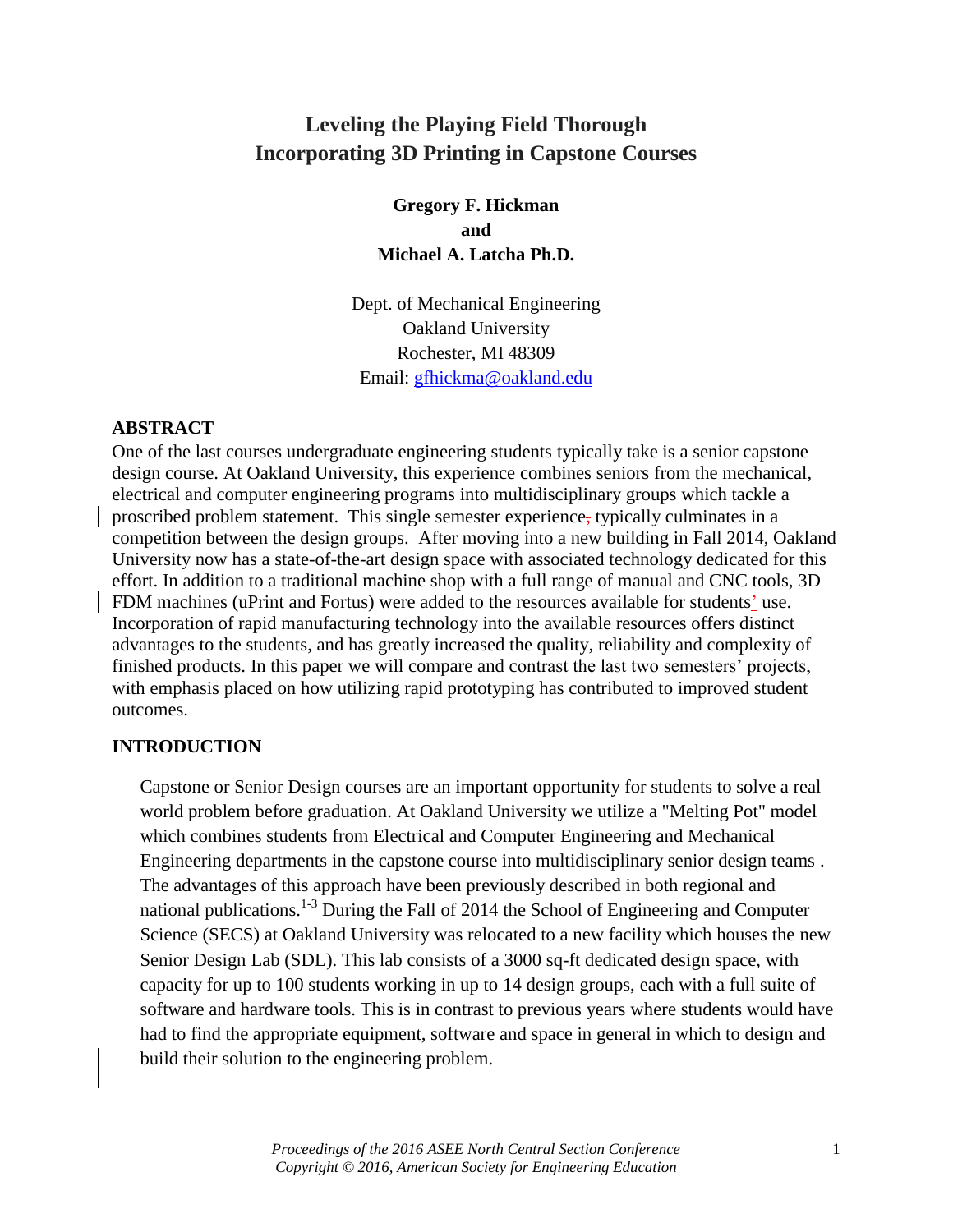# Leveling the Playing Field Thorough Incorporating 3D Printing in Capstone Courses

**Gregory F. Hickman**
**and**
**Michael A. Latcha Ph.D.**

Dept. of Mechanical Engineering
Oakland University
Rochester, MI 48309
Email: gfhickma@oakland.edu

## ABSTRACT

One of the last courses undergraduate engineering students typically take is a senior capstone design course. At Oakland University, this experience combines seniors from the mechanical, electrical and computer engineering programs into multidisciplinary groups which tackle a proscribed problem statement. This single semester experience, typically culminates in a competition between the design groups. After moving into a new building in Fall 2014, Oakland University now has a state-of-the-art design space with associated technology dedicated for this effort. In addition to a traditional machine shop with a full range of manual and CNC tools, 3D FDM machines (uPrint and Fortus) were added to the resources available for students' use. Incorporation of rapid manufacturing technology into the available resources offers distinct advantages to the students, and has greatly increased the quality, reliability and complexity of finished products. In this paper we will compare and contrast the last two semesters' projects, with emphasis placed on how utilizing rapid prototyping has contributed to improved student outcomes.

## INTRODUCTION

Capstone or Senior Design courses are an important opportunity for students to solve a real world problem before graduation. At Oakland University we utilize a "Melting Pot" model which combines students from Electrical and Computer Engineering and Mechanical Engineering departments in the capstone course into multidisciplinary senior design teams . The advantages of this approach have been previously described in both regional and national publications.[1-3] During the Fall of 2014 the School of Engineering and Computer Science (SECS) at Oakland University was relocated to a new facility which houses the new Senior Design Lab (SDL). This lab consists of a 3000 sq-ft dedicated design space, with capacity for up to 100 students working in up to 14 design groups, each with a full suite of software and hardware tools. This is in contrast to previous years where students would have had to find the appropriate equipment, software and space in general in which to design and build their solution to the engineering problem.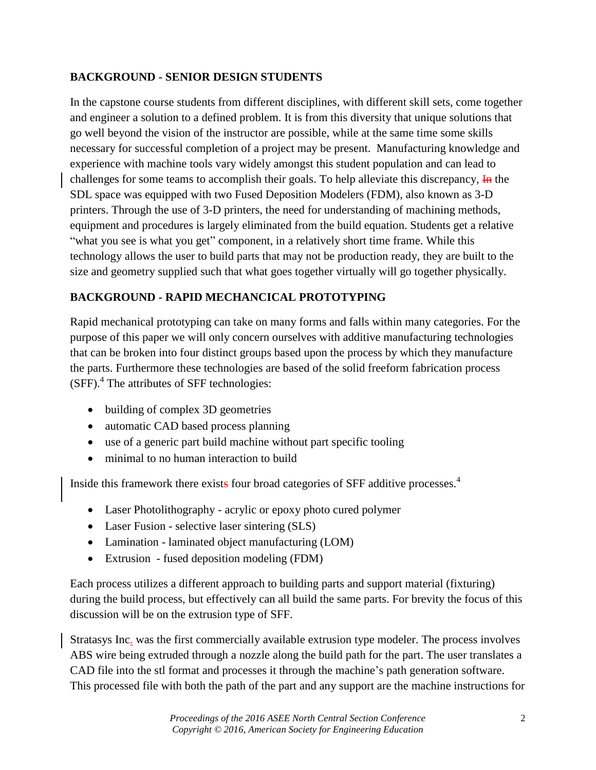## BACKGROUND - SENIOR DESIGN STUDENTS

In the capstone course students from different disciplines, with different skill sets, come together and engineer a solution to a defined problem. It is from this diversity that unique solutions that go well beyond the vision of the instructor are possible, while at the same time some skills necessary for successful completion of a project may be present. Manufacturing knowledge and experience with machine tools vary widely amongst this student population and can lead to challenges for some teams to accomplish their goals. To help alleviate this discrepancy, ~~In~~ the SDL space was equipped with two Fused Deposition Modelers (FDM), also known as 3-D printers. Through the use of 3-D printers, the need for understanding of machining methods, equipment and procedures is largely eliminated from the build equation. Students get a relative "what you see is what you get" component, in a relatively short time frame. While this technology allows the user to build parts that may not be production ready, they are built to the size and geometry supplied such that what goes together virtually will go together physically.

## BACKGROUND - RAPID MECHANCICAL PROTOTYPING

Rapid mechanical prototyping can take on many forms and falls within many categories. For the purpose of this paper we will only concern ourselves with additive manufacturing technologies that can be broken into four distinct groups based upon the process by which they manufacture the parts. Furthermore these technologies are based of the solid freeform fabrication process (SFF).[4] The attributes of SFF technologies:

- building of complex 3D geometries
- automatic CAD based process planning
- use of a generic part build machine without part specific tooling
- minimal to no human interaction to build

Inside this framework there exists four broad categories of SFF additive processes.[4]

- Laser Photolithography - acrylic or epoxy photo cured polymer
- Laser Fusion - selective laser sintering (SLS)
- Lamination - laminated object manufacturing (LOM)
- Extrusion - fused deposition modeling (FDM)

Each process utilizes a different approach to building parts and support material (fixturing) during the build process, but effectively can all build the same parts. For brevity the focus of this discussion will be on the extrusion type of SFF.

Stratasys Inc. was the first commercially available extrusion type modeler. The process involves ABS wire being extruded through a nozzle along the build path for the part. The user translates a CAD file into the stl format and processes it through the machine's path generation software. This processed file with both the path of the part and any support are the machine instructions for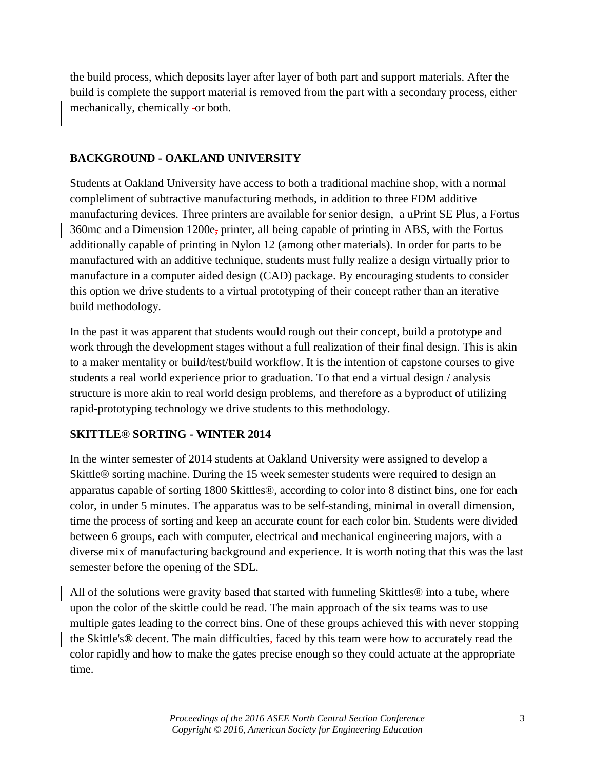the build process, which deposits layer after layer of both part and support materials. After the build is complete the support material is removed from the part with a secondary process, either mechanically, chemically or both.

## BACKGROUND - OAKLAND UNIVERSITY

Students at Oakland University have access to both a traditional machine shop, with a normal compleliment of subtractive manufacturing methods, in addition to three FDM additive manufacturing devices. Three printers are available for senior design, a uPrint SE Plus, a Fortus 360mc and a Dimension 1200e printer, all being capable of printing in ABS, with the Fortus additionally capable of printing in Nylon 12 (among other materials). In order for parts to be manufactured with an additive technique, students must fully realize a design virtually prior to manufacture in a computer aided design (CAD) package. By encouraging students to consider this option we drive students to a virtual prototyping of their concept rather than an iterative build methodology.

In the past it was apparent that students would rough out their concept, build a prototype and work through the development stages without a full realization of their final design. This is akin to a maker mentality or build/test/build workflow. It is the intention of capstone courses to give students a real world experience prior to graduation. To that end a virtual design / analysis structure is more akin to real world design problems, and therefore as a byproduct of utilizing rapid-prototyping technology we drive students to this methodology.

## SKITTLE® SORTING - WINTER 2014

In the winter semester of 2014 students at Oakland University were assigned to develop a Skittle® sorting machine. During the 15 week semester students were required to design an apparatus capable of sorting 1800 Skittles®, according to color into 8 distinct bins, one for each color, in under 5 minutes. The apparatus was to be self-standing, minimal in overall dimension, time the process of sorting and keep an accurate count for each color bin. Students were divided between 6 groups, each with computer, electrical and mechanical engineering majors, with a diverse mix of manufacturing background and experience. It is worth noting that this was the last semester before the opening of the SDL.

All of the solutions were gravity based that started with funneling Skittles® into a tube, where upon the color of the skittle could be read. The main approach of the six teams was to use multiple gates leading to the correct bins. One of these groups achieved this with never stopping the Skittle's® decent. The main difficulties faced by this team were how to accurately read the color rapidly and how to make the gates precise enough so they could actuate at the appropriate time.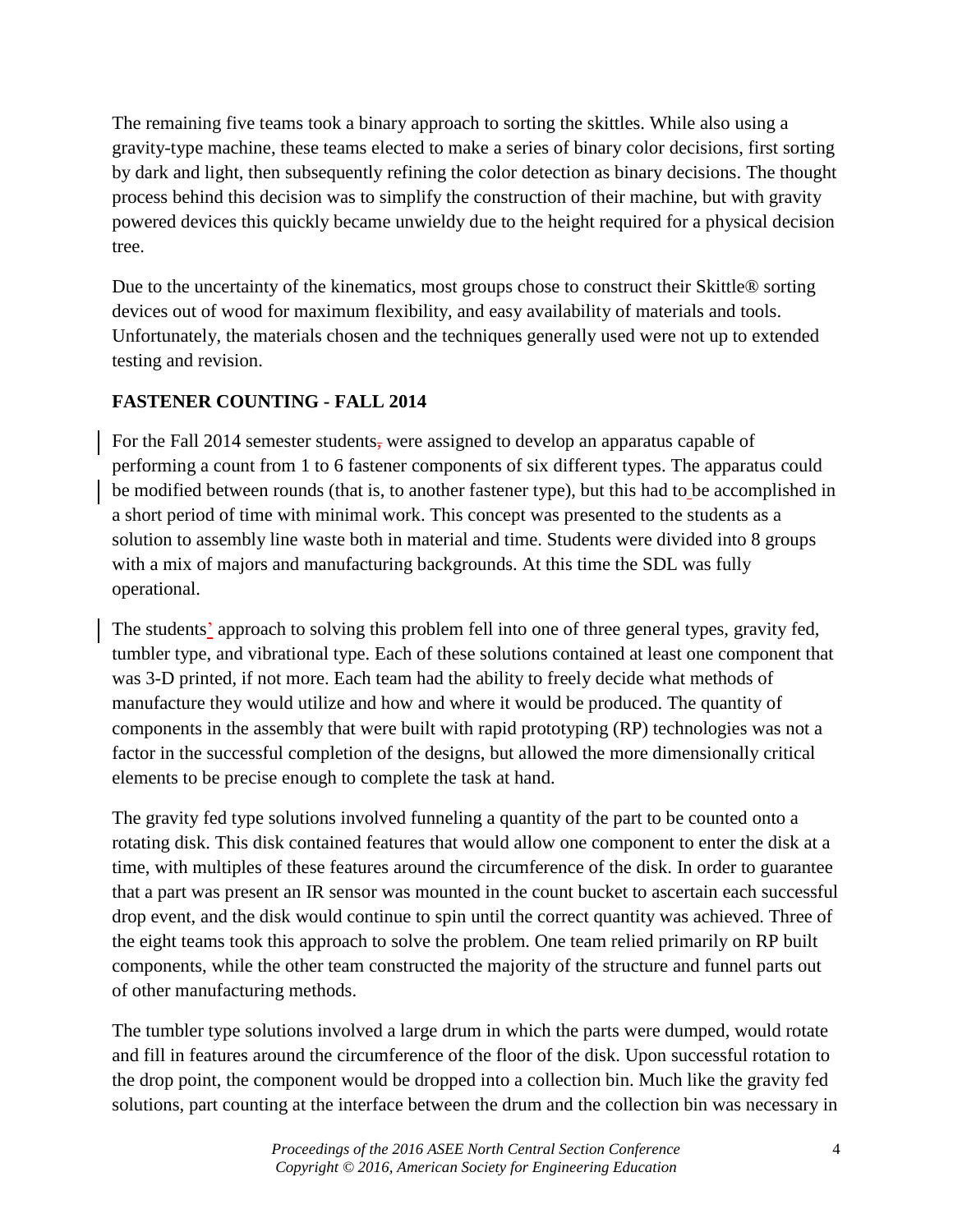The remaining five teams took a binary approach to sorting the skittles. While also using a gravity-type machine, these teams elected to make a series of binary color decisions, first sorting by dark and light, then subsequently refining the color detection as binary decisions. The thought process behind this decision was to simplify the construction of their machine, but with gravity powered devices this quickly became unwieldy due to the height required for a physical decision tree.

Due to the uncertainty of the kinematics, most groups chose to construct their Skittle® sorting devices out of wood for maximum flexibility, and easy availability of materials and tools. Unfortunately, the materials chosen and the techniques generally used were not up to extended testing and revision.

## FASTENER COUNTING - FALL 2014

For the Fall 2014 semester students were assigned to develop an apparatus capable of performing a count from 1 to 6 fastener components of six different types. The apparatus could be modified between rounds (that is, to another fastener type), but this had to be accomplished in a short period of time with minimal work. This concept was presented to the students as a solution to assembly line waste both in material and time. Students were divided into 8 groups with a mix of majors and manufacturing backgrounds. At this time the SDL was fully operational.

The students' approach to solving this problem fell into one of three general types, gravity fed, tumbler type, and vibrational type. Each of these solutions contained at least one component that was 3-D printed, if not more. Each team had the ability to freely decide what methods of manufacture they would utilize and how and where it would be produced. The quantity of components in the assembly that were built with rapid prototyping (RP) technologies was not a factor in the successful completion of the designs, but allowed the more dimensionally critical elements to be precise enough to complete the task at hand.

The gravity fed type solutions involved funneling a quantity of the part to be counted onto a rotating disk. This disk contained features that would allow one component to enter the disk at a time, with multiples of these features around the circumference of the disk. In order to guarantee that a part was present an IR sensor was mounted in the count bucket to ascertain each successful drop event, and the disk would continue to spin until the correct quantity was achieved. Three of the eight teams took this approach to solve the problem. One team relied primarily on RP built components, while the other team constructed the majority of the structure and funnel parts out of other manufacturing methods.

The tumbler type solutions involved a large drum in which the parts were dumped, would rotate and fill in features around the circumference of the floor of the disk. Upon successful rotation to the drop point, the component would be dropped into a collection bin. Much like the gravity fed solutions, part counting at the interface between the drum and the collection bin was necessary in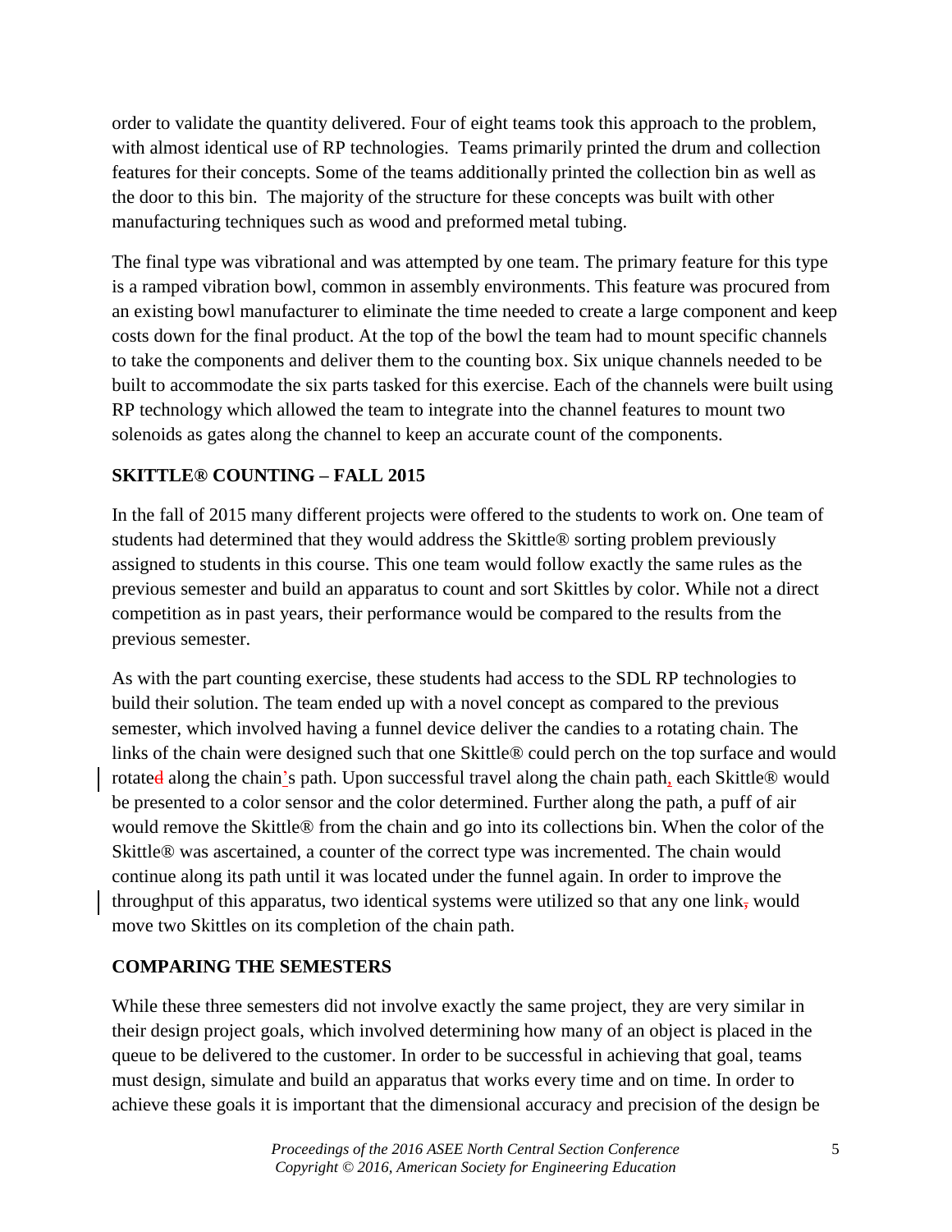order to validate the quantity delivered. Four of eight teams took this approach to the problem, with almost identical use of RP technologies. Teams primarily printed the drum and collection features for their concepts. Some of the teams additionally printed the collection bin as well as the door to this bin. The majority of the structure for these concepts was built with other manufacturing techniques such as wood and preformed metal tubing.

The final type was vibrational and was attempted by one team. The primary feature for this type is a ramped vibration bowl, common in assembly environments. This feature was procured from an existing bowl manufacturer to eliminate the time needed to create a large component and keep costs down for the final product. At the top of the bowl the team had to mount specific channels to take the components and deliver them to the counting box. Six unique channels needed to be built to accommodate the six parts tasked for this exercise. Each of the channels were built using RP technology which allowed the team to integrate into the channel features to mount two solenoids as gates along the channel to keep an accurate count of the components.

## SKITTLE® COUNTING – FALL 2015

In the fall of 2015 many different projects were offered to the students to work on. One team of students had determined that they would address the Skittle® sorting problem previously assigned to students in this course. This one team would follow exactly the same rules as the previous semester and build an apparatus to count and sort Skittles by color. While not a direct competition as in past years, their performance would be compared to the results from the previous semester.

As with the part counting exercise, these students had access to the SDL RP technologies to build their solution. The team ended up with a novel concept as compared to the previous semester, which involved having a funnel device deliver the candies to a rotating chain. The links of the chain were designed such that one Skittle® could perch on the top surface and would rotate along the chain's path. Upon successful travel along the chain path, each Skittle® would be presented to a color sensor and the color determined. Further along the path, a puff of air would remove the Skittle® from the chain and go into its collections bin. When the color of the Skittle® was ascertained, a counter of the correct type was incremented. The chain would continue along its path until it was located under the funnel again. In order to improve the throughput of this apparatus, two identical systems were utilized so that any one link would move two Skittles on its completion of the chain path.

## COMPARING THE SEMESTERS

While these three semesters did not involve exactly the same project, they are very similar in their design project goals, which involved determining how many of an object is placed in the queue to be delivered to the customer. In order to be successful in achieving that goal, teams must design, simulate and build an apparatus that works every time and on time. In order to achieve these goals it is important that the dimensional accuracy and precision of the design be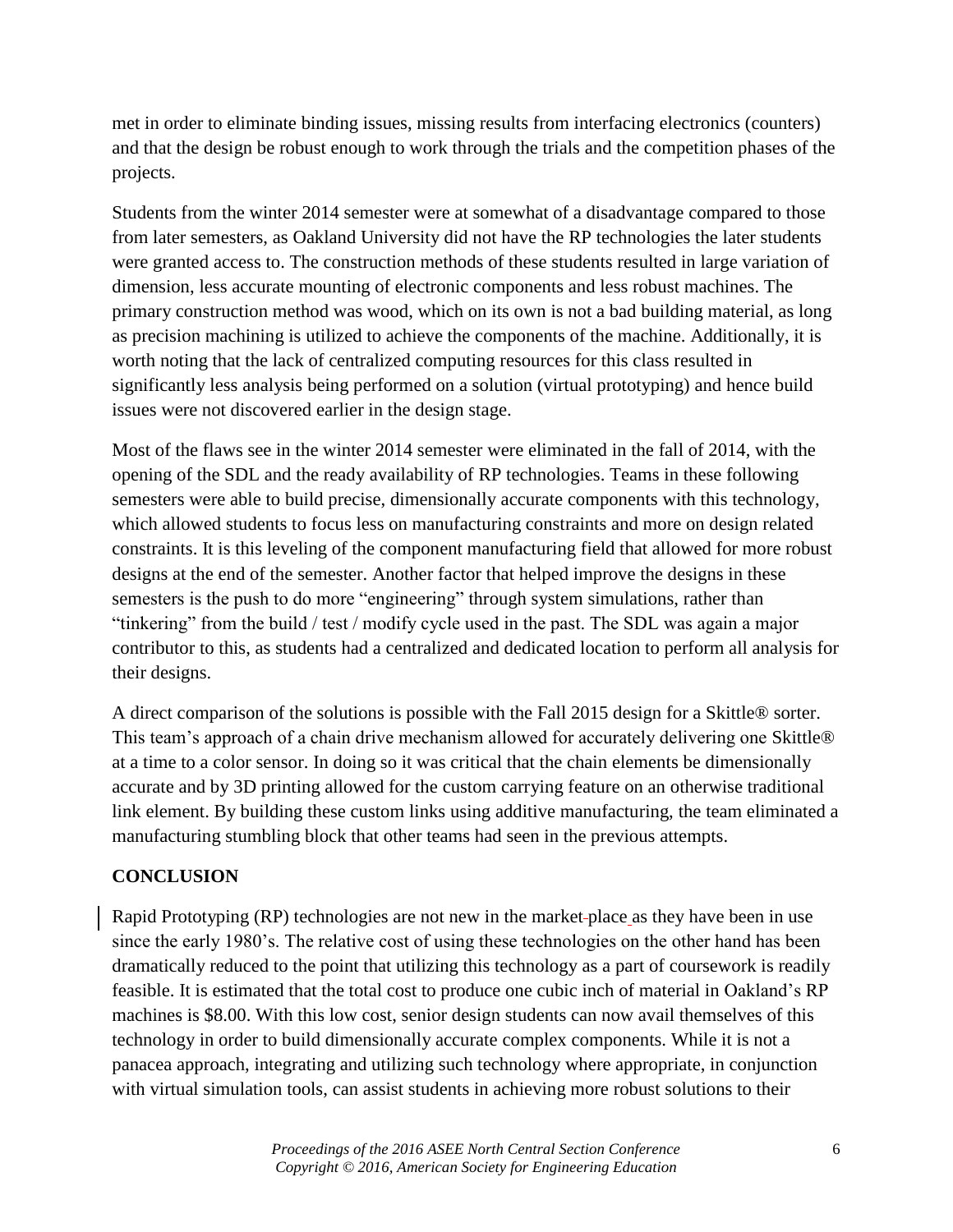met in order to eliminate binding issues, missing results from interfacing electronics (counters) and that the design be robust enough to work through the trials and the competition phases of the projects.

Students from the winter 2014 semester were at somewhat of a disadvantage compared to those from later semesters, as Oakland University did not have the RP technologies the later students were granted access to. The construction methods of these students resulted in large variation of dimension, less accurate mounting of electronic components and less robust machines. The primary construction method was wood, which on its own is not a bad building material, as long as precision machining is utilized to achieve the components of the machine. Additionally, it is worth noting that the lack of centralized computing resources for this class resulted in significantly less analysis being performed on a solution (virtual prototyping) and hence build issues were not discovered earlier in the design stage.

Most of the flaws see in the winter 2014 semester were eliminated in the fall of 2014, with the opening of the SDL and the ready availability of RP technologies. Teams in these following semesters were able to build precise, dimensionally accurate components with this technology, which allowed students to focus less on manufacturing constraints and more on design related constraints. It is this leveling of the component manufacturing field that allowed for more robust designs at the end of the semester. Another factor that helped improve the designs in these semesters is the push to do more "engineering" through system simulations, rather than "tinkering" from the build / test / modify cycle used in the past. The SDL was again a major contributor to this, as students had a centralized and dedicated location to perform all analysis for their designs.

A direct comparison of the solutions is possible with the Fall 2015 design for a Skittle® sorter. This team's approach of a chain drive mechanism allowed for accurately delivering one Skittle® at a time to a color sensor. In doing so it was critical that the chain elements be dimensionally accurate and by 3D printing allowed for the custom carrying feature on an otherwise traditional link element. By building these custom links using additive manufacturing, the team eliminated a manufacturing stumbling block that other teams had seen in the previous attempts.

## CONCLUSION

Rapid Prototyping (RP) technologies are not new in the marketplace as they have been in use since the early 1980's. The relative cost of using these technologies on the other hand has been dramatically reduced to the point that utilizing this technology as a part of coursework is readily feasible. It is estimated that the total cost to produce one cubic inch of material in Oakland's RP machines is $8.00. With this low cost, senior design students can now avail themselves of this technology in order to build dimensionally accurate complex components. While it is not a panacea approach, integrating and utilizing such technology where appropriate, in conjunction with virtual simulation tools, can assist students in achieving more robust solutions to their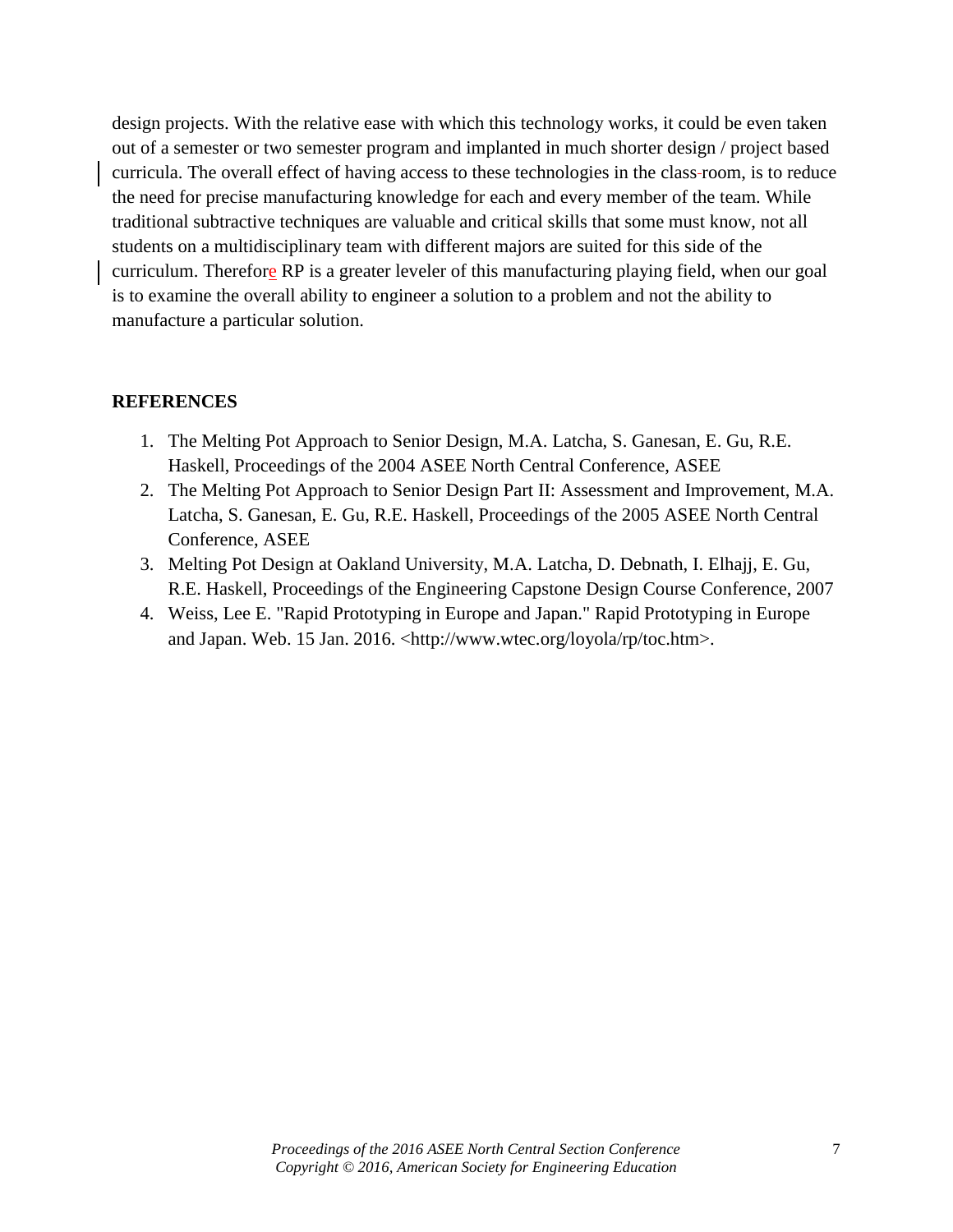design projects. With the relative ease with which this technology works, it could be even taken out of a semester or two semester program and implanted in much shorter design / project based curricula. The overall effect of having access to these technologies in the class-room, is to reduce the need for precise manufacturing knowledge for each and every member of the team. While traditional subtractive techniques are valuable and critical skills that some must know, not all students on a multidisciplinary team with different majors are suited for this side of the curriculum. Therefore RP is a greater leveler of this manufacturing playing field, when our goal is to examine the overall ability to engineer a solution to a problem and not the ability to manufacture a particular solution.

## REFERENCES

1. The Melting Pot Approach to Senior Design, M.A. Latcha, S. Ganesan, E. Gu, R.E. Haskell, Proceedings of the 2004 ASEE North Central Conference, ASEE
2. The Melting Pot Approach to Senior Design Part II: Assessment and Improvement, M.A. Latcha, S. Ganesan, E. Gu, R.E. Haskell, Proceedings of the 2005 ASEE North Central Conference, ASEE
3. Melting Pot Design at Oakland University, M.A. Latcha, D. Debnath, I. Elhajj, E. Gu, R.E. Haskell, Proceedings of the Engineering Capstone Design Course Conference, 2007
4. Weiss, Lee E. "Rapid Prototyping in Europe and Japan." Rapid Prototyping in Europe and Japan. Web. 15 Jan. 2016. <http://www.wtec.org/loyola/rp/toc.htm>.